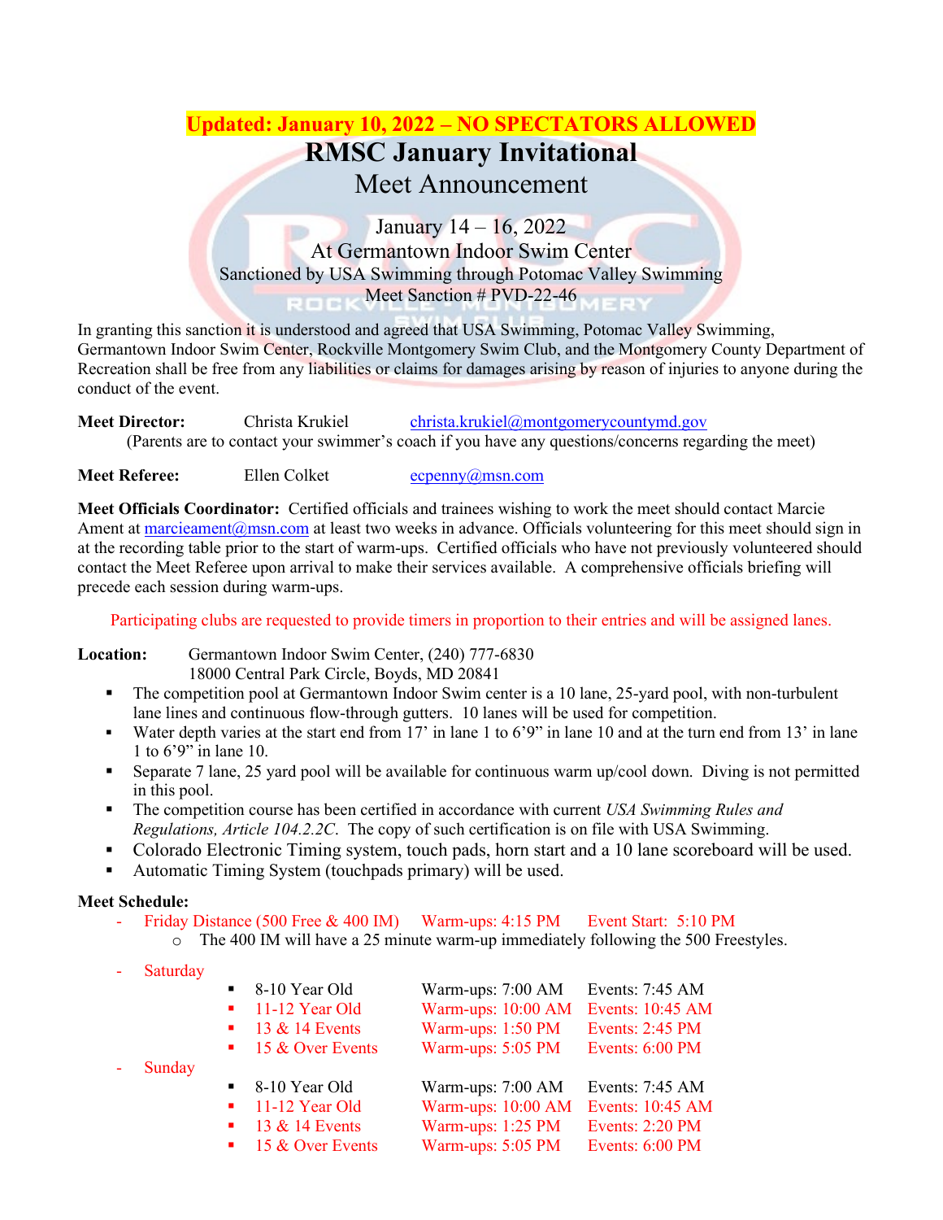**Updated: January 10, 2022 – NO SPECTATORS ALLOWED**

# RMSC January Invitational

## Meet Announcement

January 14 – 16, 2022
At Germantown Indoor Swim Center
Sanctioned by USA Swimming through Potomac Valley Swimming
Meet Sanction # PVD-22-46

In granting this sanction it is understood and agreed that USA Swimming, Potomac Valley Swimming, Germantown Indoor Swim Center, Rockville Montgomery Swim Club, and the Montgomery County Department of Recreation shall be free from any liabilities or claims for damages arising by reason of injuries to anyone during the conduct of the event.

**Meet Director:** Christa Krukiel christa.krukiel@montgomerycountymd.gov
(Parents are to contact your swimmer's coach if you have any questions/concerns regarding the meet)

**Meet Referee:** Ellen Colket ecpenny@msn.com

**Meet Officials Coordinator:** Certified officials and trainees wishing to work the meet should contact Marcie Ament at marcieament@msn.com at least two weeks in advance. Officials volunteering for this meet should sign in at the recording table prior to the start of warm-ups. Certified officials who have not previously volunteered should contact the Meet Referee upon arrival to make their services available. A comprehensive officials briefing will precede each session during warm-ups.

Participating clubs are requested to provide timers in proportion to their entries and will be assigned lanes.

**Location:** Germantown Indoor Swim Center, (240) 777-6830
18000 Central Park Circle, Boyds, MD 20841

- The competition pool at Germantown Indoor Swim center is a 10 lane, 25-yard pool, with non-turbulent lane lines and continuous flow-through gutters. 10 lanes will be used for competition.
- Water depth varies at the start end from 17' in lane 1 to 6'9" in lane 10 and at the turn end from 13' in lane 1 to 6'9" in lane 10.
- Separate 7 lane, 25 yard pool will be available for continuous warm up/cool down. Diving is not permitted in this pool.
- The competition course has been certified in accordance with current *USA Swimming Rules and Regulations, Article 104.2.2C*. The copy of such certification is on file with USA Swimming.
- Colorado Electronic Timing system, touch pads, horn start and a 10 lane scoreboard will be used.
- Automatic Timing System (touchpads primary) will be used.

**Meet Schedule:**

- Friday Distance (500 Free & 400 IM) Warm-ups: 4:15 PM Event Start: 5:10 PM
  - The 400 IM will have a 25 minute warm-up immediately following the 500 Freestyles.
- Saturday
  - 8-10 Year Old Warm-ups: 7:00 AM Events: 7:45 AM
  - 11-12 Year Old Warm-ups: 10:00 AM Events: 10:45 AM
  - 13 & 14 Events Warm-ups: 1:50 PM Events: 2:45 PM
  - 15 & Over Events Warm-ups: 5:05 PM Events: 6:00 PM
- Sunday
  - 8-10 Year Old Warm-ups: 7:00 AM Events: 7:45 AM
  - 11-12 Year Old Warm-ups: 10:00 AM Events: 10:45 AM
  - 13 & 14 Events Warm-ups: 1:25 PM Events: 2:20 PM
  - 15 & Over Events Warm-ups: 5:05 PM Events: 6:00 PM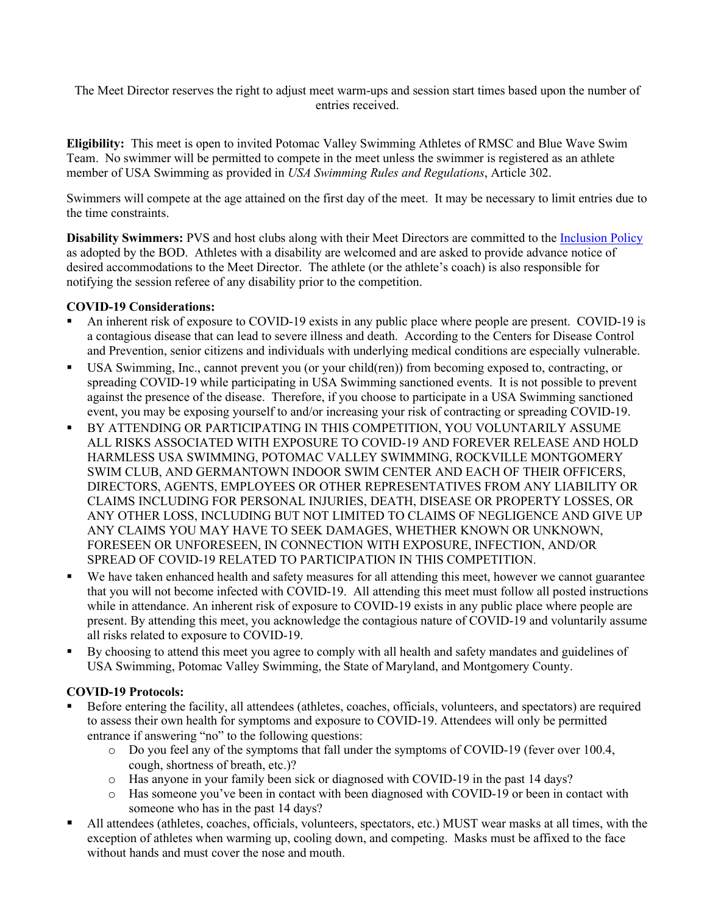The Meet Director reserves the right to adjust meet warm-ups and session start times based upon the number of entries received.

**Eligibility:** This meet is open to invited Potomac Valley Swimming Athletes of RMSC and Blue Wave Swim Team. No swimmer will be permitted to compete in the meet unless the swimmer is registered as an athlete member of USA Swimming as provided in *USA Swimming Rules and Regulations*, Article 302.

Swimmers will compete at the age attained on the first day of the meet. It may be necessary to limit entries due to the time constraints.

**Disability Swimmers:** PVS and host clubs along with their Meet Directors are committed to the Inclusion Policy as adopted by the BOD. Athletes with a disability are welcomed and are asked to provide advance notice of desired accommodations to the Meet Director. The athlete (or the athlete's coach) is also responsible for notifying the session referee of any disability prior to the competition.

**COVID-19 Considerations:**

- An inherent risk of exposure to COVID-19 exists in any public place where people are present. COVID-19 is a contagious disease that can lead to severe illness and death. According to the Centers for Disease Control and Prevention, senior citizens and individuals with underlying medical conditions are especially vulnerable.
- USA Swimming, Inc., cannot prevent you (or your child(ren)) from becoming exposed to, contracting, or spreading COVID-19 while participating in USA Swimming sanctioned events. It is not possible to prevent against the presence of the disease. Therefore, if you choose to participate in a USA Swimming sanctioned event, you may be exposing yourself to and/or increasing your risk of contracting or spreading COVID-19.
- BY ATTENDING OR PARTICIPATING IN THIS COMPETITION, YOU VOLUNTARILY ASSUME ALL RISKS ASSOCIATED WITH EXPOSURE TO COVID-19 AND FOREVER RELEASE AND HOLD HARMLESS USA SWIMMING, POTOMAC VALLEY SWIMMING, ROCKVILLE MONTGOMERY SWIM CLUB, AND GERMANTOWN INDOOR SWIM CENTER AND EACH OF THEIR OFFICERS, DIRECTORS, AGENTS, EMPLOYEES OR OTHER REPRESENTATIVES FROM ANY LIABILITY OR CLAIMS INCLUDING FOR PERSONAL INJURIES, DEATH, DISEASE OR PROPERTY LOSSES, OR ANY OTHER LOSS, INCLUDING BUT NOT LIMITED TO CLAIMS OF NEGLIGENCE AND GIVE UP ANY CLAIMS YOU MAY HAVE TO SEEK DAMAGES, WHETHER KNOWN OR UNKNOWN, FORESEEN OR UNFORESEEN, IN CONNECTION WITH EXPOSURE, INFECTION, AND/OR SPREAD OF COVID-19 RELATED TO PARTICIPATION IN THIS COMPETITION.
- We have taken enhanced health and safety measures for all attending this meet, however we cannot guarantee that you will not become infected with COVID-19. All attending this meet must follow all posted instructions while in attendance. An inherent risk of exposure to COVID-19 exists in any public place where people are present. By attending this meet, you acknowledge the contagious nature of COVID-19 and voluntarily assume all risks related to exposure to COVID-19.
- By choosing to attend this meet you agree to comply with all health and safety mandates and guidelines of USA Swimming, Potomac Valley Swimming, the State of Maryland, and Montgomery County.

**COVID-19 Protocols:**

- Before entering the facility, all attendees (athletes, coaches, officials, volunteers, and spectators) are required to assess their own health for symptoms and exposure to COVID-19. Attendees will only be permitted entrance if answering "no" to the following questions:
  - Do you feel any of the symptoms that fall under the symptoms of COVID-19 (fever over 100.4, cough, shortness of breath, etc.)?
  - Has anyone in your family been sick or diagnosed with COVID-19 in the past 14 days?
  - Has someone you've been in contact with been diagnosed with COVID-19 or been in contact with someone who has in the past 14 days?
- All attendees (athletes, coaches, officials, volunteers, spectators, etc.) MUST wear masks at all times, with the exception of athletes when warming up, cooling down, and competing. Masks must be affixed to the face without hands and must cover the nose and mouth.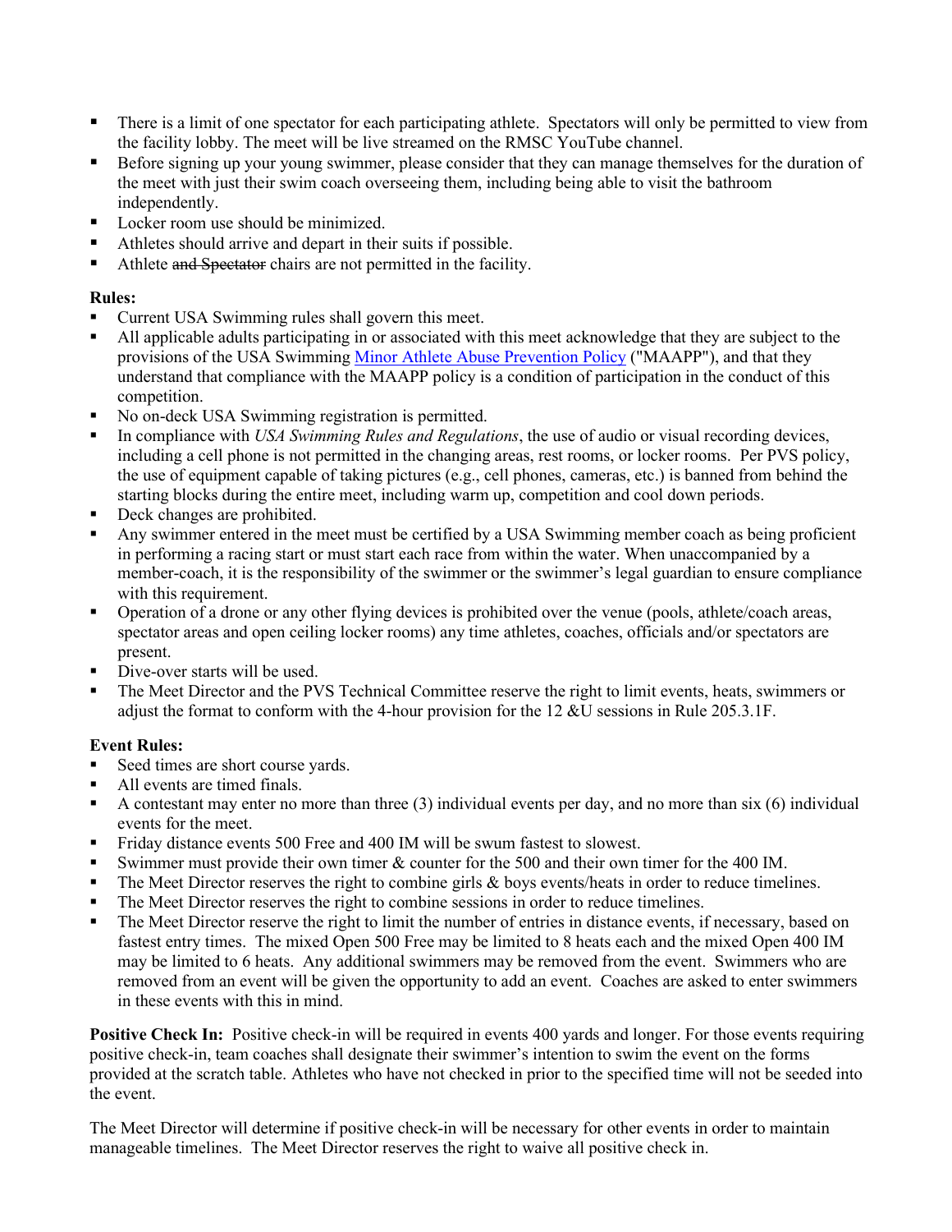- There is a limit of one spectator for each participating athlete. Spectators will only be permitted to view from the facility lobby. The meet will be live streamed on the RMSC YouTube channel.
- Before signing up your young swimmer, please consider that they can manage themselves for the duration of the meet with just their swim coach overseeing them, including being able to visit the bathroom independently.
- Locker room use should be minimized.
- Athletes should arrive and depart in their suits if possible.
- Athlete ~~and Spectator~~ chairs are not permitted in the facility.

**Rules:**

- Current USA Swimming rules shall govern this meet.
- All applicable adults participating in or associated with this meet acknowledge that they are subject to the provisions of the USA Swimming Minor Athlete Abuse Prevention Policy ("MAAPP"), and that they understand that compliance with the MAAPP policy is a condition of participation in the conduct of this competition.
- No on-deck USA Swimming registration is permitted.
- In compliance with *USA Swimming Rules and Regulations*, the use of audio or visual recording devices, including a cell phone is not permitted in the changing areas, rest rooms, or locker rooms. Per PVS policy, the use of equipment capable of taking pictures (e.g., cell phones, cameras, etc.) is banned from behind the starting blocks during the entire meet, including warm up, competition and cool down periods.
- Deck changes are prohibited.
- Any swimmer entered in the meet must be certified by a USA Swimming member coach as being proficient in performing a racing start or must start each race from within the water. When unaccompanied by a member-coach, it is the responsibility of the swimmer or the swimmer's legal guardian to ensure compliance with this requirement.
- Operation of a drone or any other flying devices is prohibited over the venue (pools, athlete/coach areas, spectator areas and open ceiling locker rooms) any time athletes, coaches, officials and/or spectators are present.
- Dive-over starts will be used.
- The Meet Director and the PVS Technical Committee reserve the right to limit events, heats, swimmers or adjust the format to conform with the 4-hour provision for the 12 &U sessions in Rule 205.3.1F.

**Event Rules:**

- Seed times are short course yards.
- All events are timed finals.
- A contestant may enter no more than three (3) individual events per day, and no more than six (6) individual events for the meet.
- Friday distance events 500 Free and 400 IM will be swum fastest to slowest.
- Swimmer must provide their own timer & counter for the 500 and their own timer for the 400 IM.
- The Meet Director reserves the right to combine girls & boys events/heats in order to reduce timelines.
- The Meet Director reserves the right to combine sessions in order to reduce timelines.
- The Meet Director reserve the right to limit the number of entries in distance events, if necessary, based on fastest entry times. The mixed Open 500 Free may be limited to 8 heats each and the mixed Open 400 IM may be limited to 6 heats. Any additional swimmers may be removed from the event. Swimmers who are removed from an event will be given the opportunity to add an event. Coaches are asked to enter swimmers in these events with this in mind.

**Positive Check In:** Positive check-in will be required in events 400 yards and longer. For those events requiring positive check-in, team coaches shall designate their swimmer's intention to swim the event on the forms provided at the scratch table. Athletes who have not checked in prior to the specified time will not be seeded into the event.

The Meet Director will determine if positive check-in will be necessary for other events in order to maintain manageable timelines. The Meet Director reserves the right to waive all positive check in.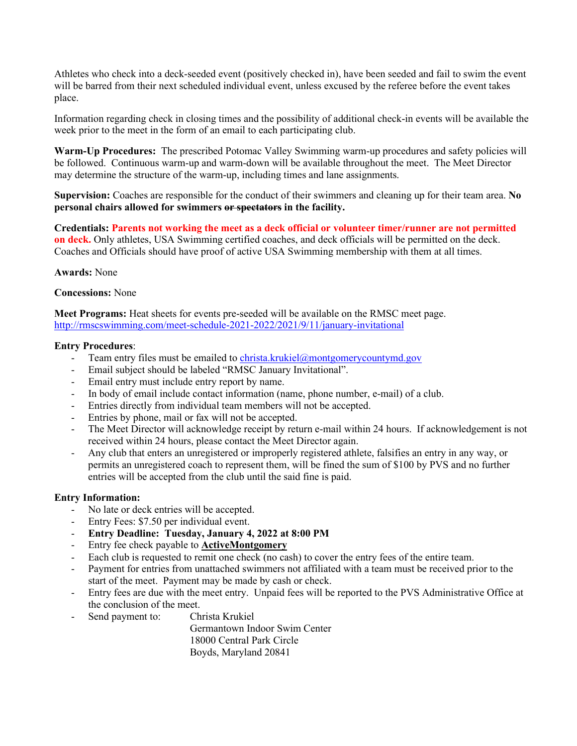Athletes who check into a deck-seeded event (positively checked in), have been seeded and fail to swim the event will be barred from their next scheduled individual event, unless excused by the referee before the event takes place.

Information regarding check in closing times and the possibility of additional check-in events will be available the week prior to the meet in the form of an email to each participating club.

**Warm-Up Procedures:** The prescribed Potomac Valley Swimming warm-up procedures and safety policies will be followed. Continuous warm-up and warm-down will be available throughout the meet. The Meet Director may determine the structure of the warm-up, including times and lane assignments.

**Supervision:** Coaches are responsible for the conduct of their swimmers and cleaning up for their team area. **No personal chairs allowed for swimmers ~~or spectators~~ in the facility.**

**Credentials: Parents not working the meet as a deck official or volunteer timer/runner are not permitted on deck.** Only athletes, USA Swimming certified coaches, and deck officials will be permitted on the deck. Coaches and Officials should have proof of active USA Swimming membership with them at all times.

**Awards:** None

**Concessions:** None

**Meet Programs:** Heat sheets for events pre-seeded will be available on the RMSC meet page.
http://rmscswimming.com/meet-schedule-2021-2022/2021/9/11/january-invitational

**Entry Procedures**:

- Team entry files must be emailed to christa.krukiel@montgomerycountymd.gov
- Email subject should be labeled "RMSC January Invitational".
- Email entry must include entry report by name.
- In body of email include contact information (name, phone number, e-mail) of a club.
- Entries directly from individual team members will not be accepted.
- Entries by phone, mail or fax will not be accepted.
- The Meet Director will acknowledge receipt by return e-mail within 24 hours. If acknowledgement is not received within 24 hours, please contact the Meet Director again.
- Any club that enters an unregistered or improperly registered athlete, falsifies an entry in any way, or permits an unregistered coach to represent them, will be fined the sum of $100 by PVS and no further entries will be accepted from the club until the said fine is paid.

**Entry Information:**

- No late or deck entries will be accepted.
- Entry Fees: $7.50 per individual event.
- **Entry Deadline: Tuesday, January 4, 2022 at 8:00 PM**
- Entry fee check payable to **ActiveMontgomery**
- Each club is requested to remit one check (no cash) to cover the entry fees of the entire team.
- Payment for entries from unattached swimmers not affiliated with a team must be received prior to the start of the meet. Payment may be made by cash or check.
- Entry fees are due with the meet entry. Unpaid fees will be reported to the PVS Administrative Office at the conclusion of the meet.
- Send payment to: Christa Krukiel
  Germantown Indoor Swim Center
  18000 Central Park Circle
  Boyds, Maryland 20841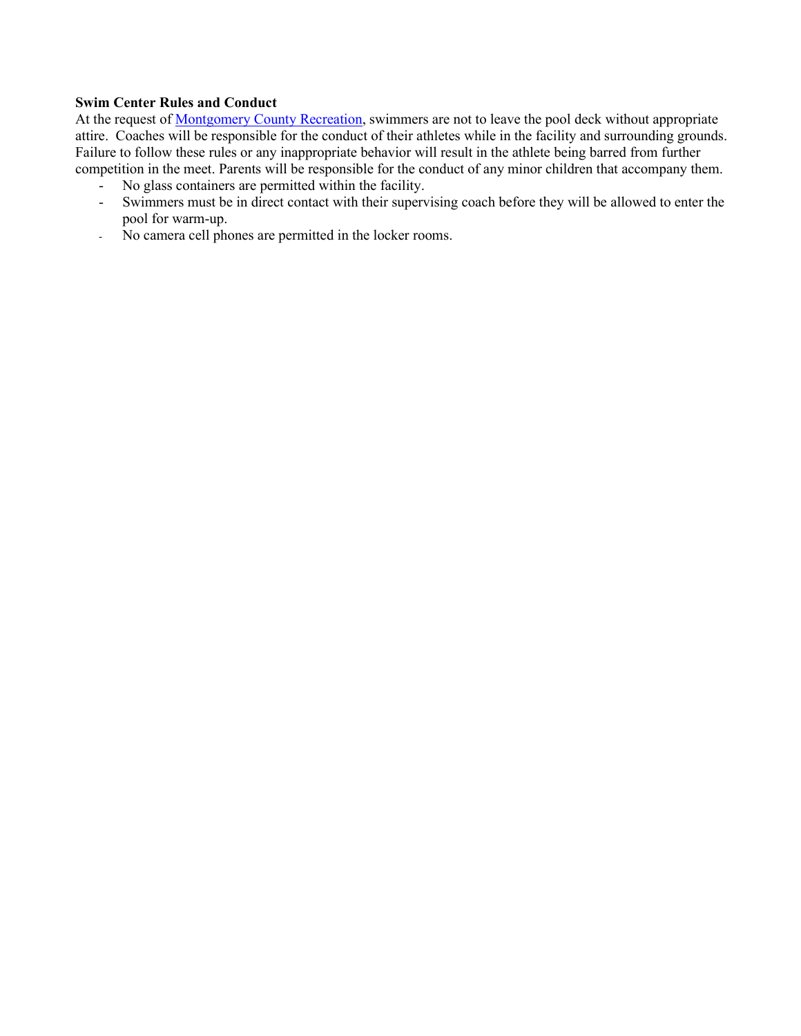**Swim Center Rules and Conduct**

At the request of Montgomery County Recreation, swimmers are not to leave the pool deck without appropriate attire. Coaches will be responsible for the conduct of their athletes while in the facility and surrounding grounds. Failure to follow these rules or any inappropriate behavior will result in the athlete being barred from further competition in the meet. Parents will be responsible for the conduct of any minor children that accompany them.

- No glass containers are permitted within the facility.
- Swimmers must be in direct contact with their supervising coach before they will be allowed to enter the pool for warm-up.
- No camera cell phones are permitted in the locker rooms.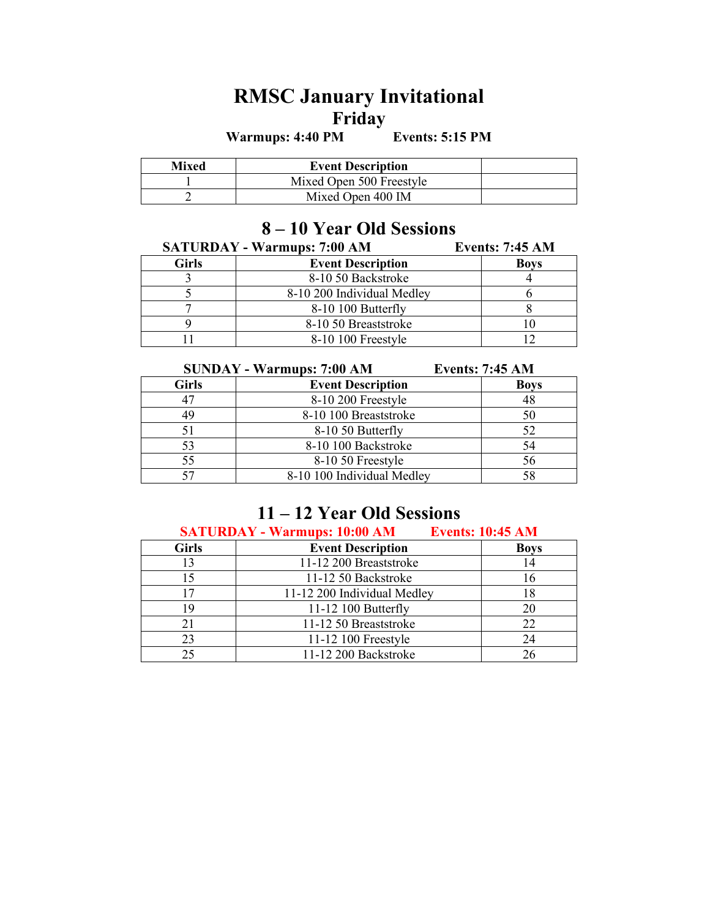# RMSC January Invitational

## Friday

**Warmups: 4:40 PM Events: 5:15 PM**

| Mixed | Event Description | |
|---|---|---|
| 1 | Mixed Open 500 Freestyle | |
| 2 | Mixed Open 400 IM | |

## 8 – 10 Year Old Sessions

**SATURDAY - Warmups: 7:00 AM Events: 7:45 AM**

| Girls | Event Description | Boys |
|---|---|---|
| 3 | 8-10 50 Backstroke | 4 |
| 5 | 8-10 200 Individual Medley | 6 |
| 7 | 8-10 100 Butterfly | 8 |
| 9 | 8-10 50 Breaststroke | 10 |
| 11 | 8-10 100 Freestyle | 12 |

**SUNDAY - Warmups: 7:00 AM Events: 7:45 AM**

| Girls | Event Description | Boys |
|---|---|---|
| 47 | 8-10 200 Freestyle | 48 |
| 49 | 8-10 100 Breaststroke | 50 |
| 51 | 8-10 50 Butterfly | 52 |
| 53 | 8-10 100 Backstroke | 54 |
| 55 | 8-10 50 Freestyle | 56 |
| 57 | 8-10 100 Individual Medley | 58 |

## 11 – 12 Year Old Sessions

**SATURDAY - Warmups: 10:00 AM Events: 10:45 AM**

| Girls | Event Description | Boys |
|---|---|---|
| 13 | 11-12 200 Breaststroke | 14 |
| 15 | 11-12 50 Backstroke | 16 |
| 17 | 11-12 200 Individual Medley | 18 |
| 19 | 11-12 100 Butterfly | 20 |
| 21 | 11-12 50 Breaststroke | 22 |
| 23 | 11-12 100 Freestyle | 24 |
| 25 | 11-12 200 Backstroke | 26 |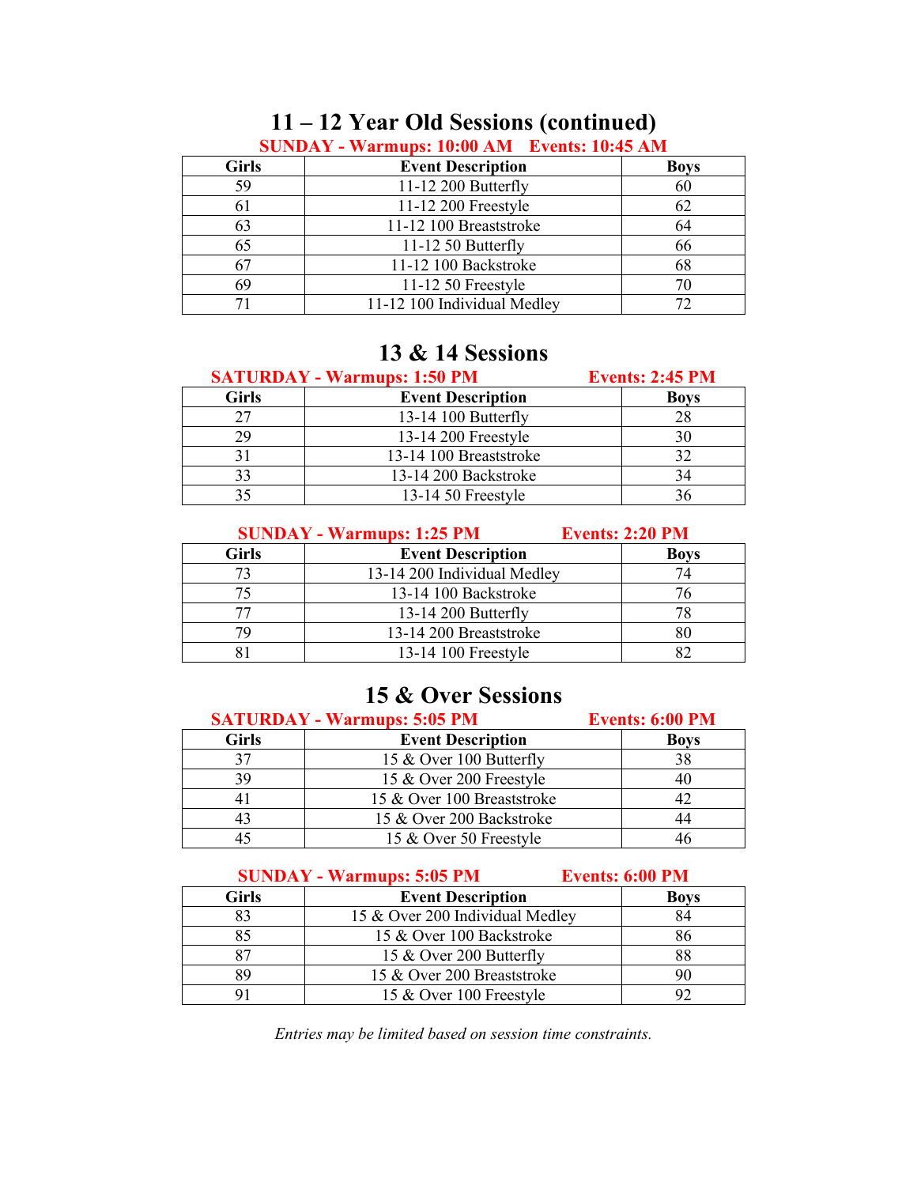# 11 – 12 Year Old Sessions (continued)

**SUNDAY - Warmups: 10:00 AM Events: 10:45 AM**

| Girls | Event Description | Boys |
|---|---|---|
| 59 | 11-12 200 Butterfly | 60 |
| 61 | 11-12 200 Freestyle | 62 |
| 63 | 11-12 100 Breaststroke | 64 |
| 65 | 11-12 50 Butterfly | 66 |
| 67 | 11-12 100 Backstroke | 68 |
| 69 | 11-12 50 Freestyle | 70 |
| 71 | 11-12 100 Individual Medley | 72 |

# 13 & 14 Sessions

**SATURDAY - Warmups: 1:50 PM Events: 2:45 PM**

| Girls | Event Description | Boys |
|---|---|---|
| 27 | 13-14 100 Butterfly | 28 |
| 29 | 13-14 200 Freestyle | 30 |
| 31 | 13-14 100 Breaststroke | 32 |
| 33 | 13-14 200 Backstroke | 34 |
| 35 | 13-14 50 Freestyle | 36 |

**SUNDAY - Warmups: 1:25 PM Events: 2:20 PM**

| Girls | Event Description | Boys |
|---|---|---|
| 73 | 13-14 200 Individual Medley | 74 |
| 75 | 13-14 100 Backstroke | 76 |
| 77 | 13-14 200 Butterfly | 78 |
| 79 | 13-14 200 Breaststroke | 80 |
| 81 | 13-14 100 Freestyle | 82 |

# 15 & Over Sessions

**SATURDAY - Warmups: 5:05 PM Events: 6:00 PM**

| Girls | Event Description | Boys |
|---|---|---|
| 37 | 15 & Over 100 Butterfly | 38 |
| 39 | 15 & Over 200 Freestyle | 40 |
| 41 | 15 & Over 100 Breaststroke | 42 |
| 43 | 15 & Over 200 Backstroke | 44 |
| 45 | 15 & Over 50 Freestyle | 46 |

**SUNDAY - Warmups: 5:05 PM Events: 6:00 PM**

| Girls | Event Description | Boys |
|---|---|---|
| 83 | 15 & Over 200 Individual Medley | 84 |
| 85 | 15 & Over 100 Backstroke | 86 |
| 87 | 15 & Over 200 Butterfly | 88 |
| 89 | 15 & Over 200 Breaststroke | 90 |
| 91 | 15 & Over 100 Freestyle | 92 |

*Entries may be limited based on session time constraints.*